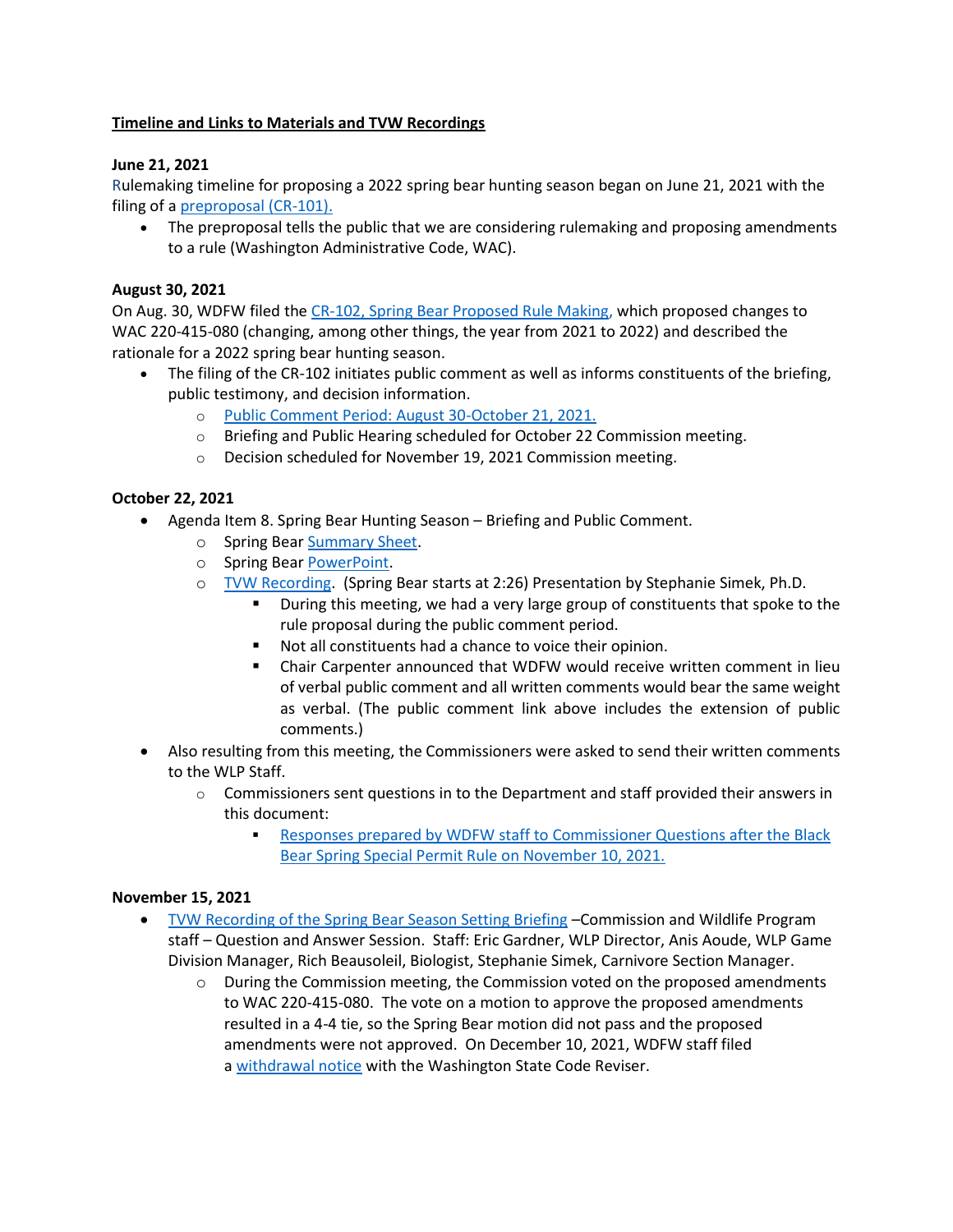**Timeline and Links to Materials and TVW Recordings**

**June 21, 2021**

Rulemaking timeline for proposing a 2022 spring bear hunting season began on June 21, 2021 with the filing of a preproposal (CR-101).

- The preproposal tells the public that we are considering rulemaking and proposing amendments to a rule (Washington Administrative Code, WAC).

**August 30, 2021**

On Aug. 30, WDFW filed the CR-102, Spring Bear Proposed Rule Making, which proposed changes to WAC 220-415-080 (changing, among other things, the year from 2021 to 2022) and described the rationale for a 2022 spring bear hunting season.

- The filing of the CR-102 initiates public comment as well as informs constituents of the briefing, public testimony, and decision information.
  - Public Comment Period: August 30-October 21, 2021.
  - Briefing and Public Hearing scheduled for October 22 Commission meeting.
  - Decision scheduled for November 19, 2021 Commission meeting.

**October 22, 2021**

- Agenda Item 8. Spring Bear Hunting Season – Briefing and Public Comment.
  - Spring Bear Summary Sheet.
  - Spring Bear PowerPoint.
  - TVW Recording. (Spring Bear starts at 2:26) Presentation by Stephanie Simek, Ph.D.
    - During this meeting, we had a very large group of constituents that spoke to the rule proposal during the public comment period.
    - Not all constituents had a chance to voice their opinion.
    - Chair Carpenter announced that WDFW would receive written comment in lieu of verbal public comment and all written comments would bear the same weight as verbal. (The public comment link above includes the extension of public comments.)
- Also resulting from this meeting, the Commissioners were asked to send their written comments to the WLP Staff.
  - Commissioners sent questions in to the Department and staff provided their answers in this document:
    - Responses prepared by WDFW staff to Commissioner Questions after the Black Bear Spring Special Permit Rule on November 10, 2021.

**November 15, 2021**

- TVW Recording of the Spring Bear Season Setting Briefing –Commission and Wildlife Program staff – Question and Answer Session. Staff: Eric Gardner, WLP Director, Anis Aoude, WLP Game Division Manager, Rich Beausoleil, Biologist, Stephanie Simek, Carnivore Section Manager.
  - During the Commission meeting, the Commission voted on the proposed amendments to WAC 220-415-080. The vote on a motion to approve the proposed amendments resulted in a 4-4 tie, so the Spring Bear motion did not pass and the proposed amendments were not approved. On December 10, 2021, WDFW staff filed a withdrawal notice with the Washington State Code Reviser.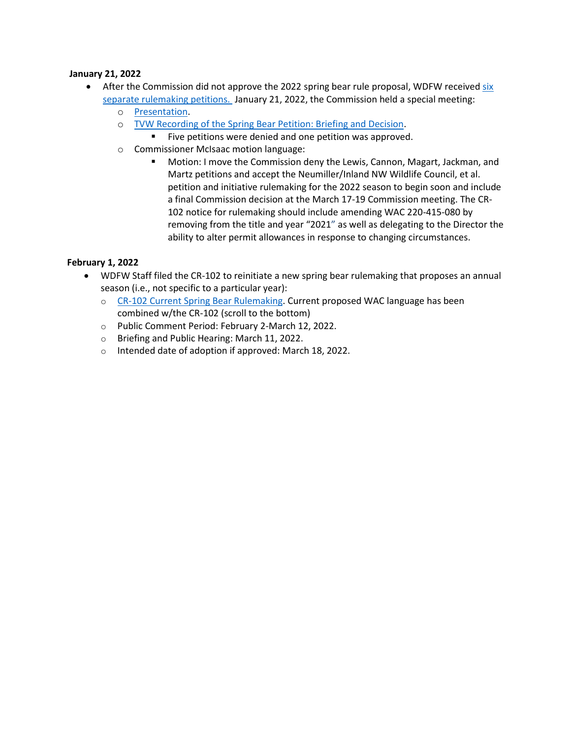**January 21, 2022**

- After the Commission did not approve the 2022 spring bear rule proposal, WDFW received six separate rulemaking petitions. January 21, 2022, the Commission held a special meeting:
  - Presentation.
  - TVW Recording of the Spring Bear Petition: Briefing and Decision.
    - Five petitions were denied and one petition was approved.
  - Commissioner McIsaac motion language:
    - Motion: I move the Commission deny the Lewis, Cannon, Magart, Jackman, and Martz petitions and accept the Neumiller/Inland NW Wildlife Council, et al. petition and initiative rulemaking for the 2022 season to begin soon and include a final Commission decision at the March 17-19 Commission meeting. The CR-102 notice for rulemaking should include amending WAC 220-415-080 by removing from the title and year "2021" as well as delegating to the Director the ability to alter permit allowances in response to changing circumstances.

**February 1, 2022**

- WDFW Staff filed the CR-102 to reinitiate a new spring bear rulemaking that proposes an annual season (i.e., not specific to a particular year):
  - CR-102 Current Spring Bear Rulemaking. Current proposed WAC language has been combined w/the CR-102 (scroll to the bottom)
  - Public Comment Period: February 2-March 12, 2022.
  - Briefing and Public Hearing: March 11, 2022.
  - Intended date of adoption if approved: March 18, 2022.